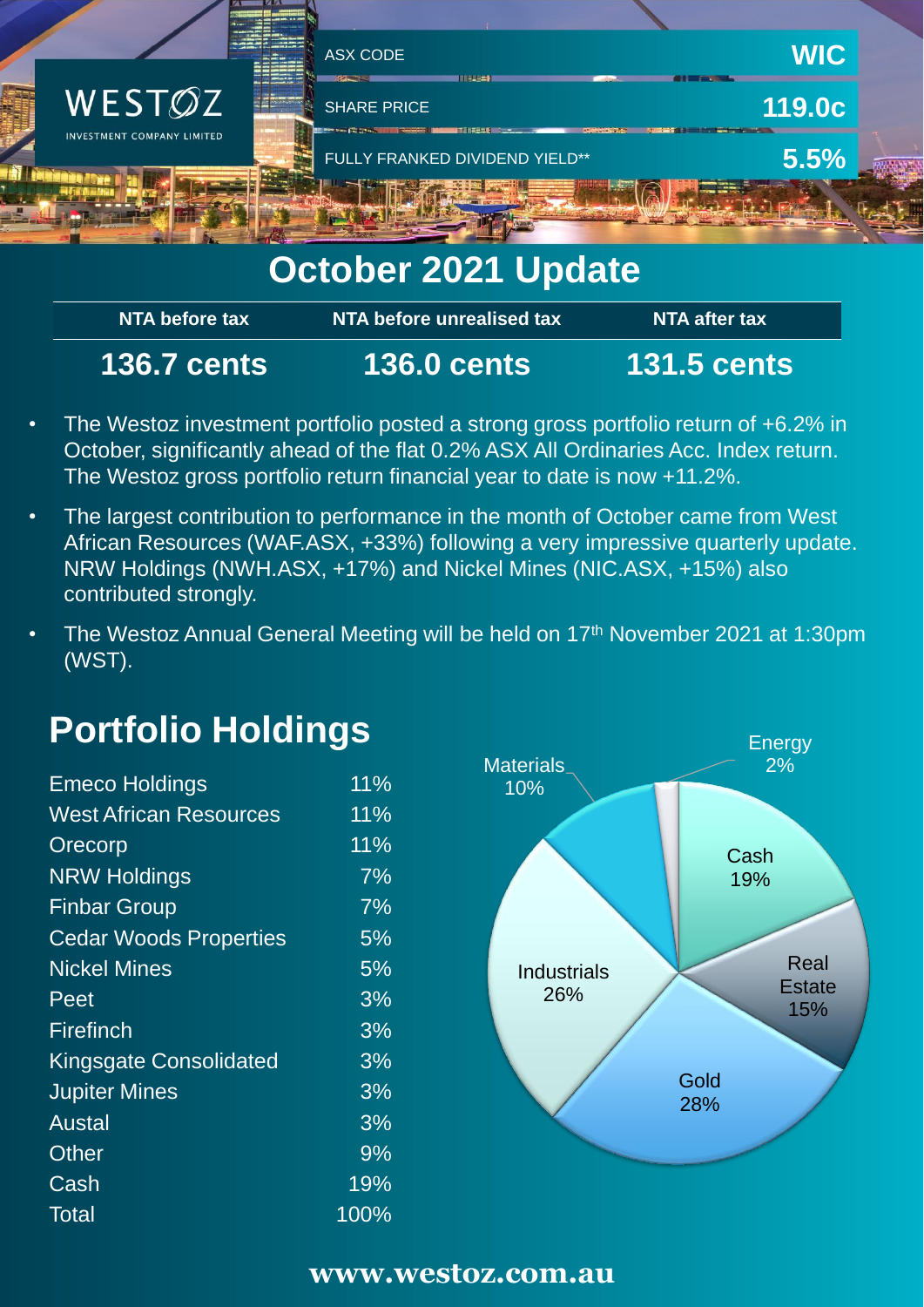WESTOZ INVESTMENT COMPANY LIMITED

| | |
|---|---|
| ASX CODE | WIC |
| SHARE PRICE | 119.0c |
| FULLY FRANKED DIVIDEND YIELD** | 5.5% |

# October 2021 Update

| NTA before tax | NTA before unrealised tax | NTA after tax |
|---|---|---|
| 136.7 cents | 136.0 cents | 131.5 cents |

- The Westoz investment portfolio posted a strong gross portfolio return of +6.2% in October, significantly ahead of the flat 0.2% ASX All Ordinaries Acc. Index return. The Westoz gross portfolio return financial year to date is now +11.2%.
- The largest contribution to performance in the month of October came from West African Resources (WAF.ASX, +33%) following a very impressive quarterly update. NRW Holdings (NWH.ASX, +17%) and Nickel Mines (NIC.ASX, +15%) also contributed strongly.
- The Westoz Annual General Meeting will be held on 17th November 2021 at 1:30pm (WST).

## Portfolio Holdings

| Holding | % |
|---|---|
| Emeco Holdings | 11% |
| West African Resources | 11% |
| Orecorp | 11% |
| NRW Holdings | 7% |
| Finbar Group | 7% |
| Cedar Woods Properties | 5% |
| Nickel Mines | 5% |
| Peet | 3% |
| Firefinch | 3% |
| Kingsgate Consolidated | 3% |
| Jupiter Mines | 3% |
| Austal | 3% |
| Other | 9% |
| Cash | 19% |
| Total | 100% |

| Sector | % |
|---|---|
| Energy | 2% |
| Cash | 19% |
| Real Estate | 15% |
| Gold | 28% |
| Industrials | 26% |
| Materials | 10% |

www.westoz.com.au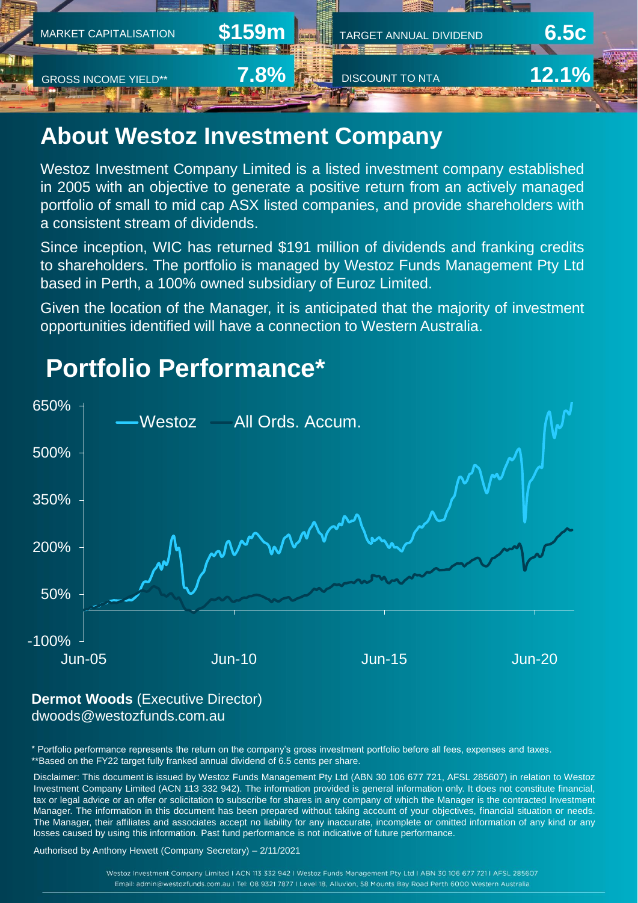MARKET CAPITALISATION **$159m**

TARGET ANNUAL DIVIDEND **6.5c**

GROSS INCOME YIELD** **7.8%**

DISCOUNT TO NTA **12.1%**

# About Westoz Investment Company

Westoz Investment Company Limited is a listed investment company established in 2005 with an objective to generate a positive return from an actively managed portfolio of small to mid cap ASX listed companies, and provide shareholders with a consistent stream of dividends.

Since inception, WIC has returned $191 million of dividends and franking credits to shareholders. The portfolio is managed by Westoz Funds Management Pty Ltd based in Perth, a 100% owned subsidiary of Euroz Limited.

Given the location of the Manager, it is anticipated that the majority of investment opportunities identified will have a connection to Western Australia.

# Portfolio Performance*

Westoz
All Ords. Accum.

650%
500%
350%
200%
50%
-100%

Jun-05
Jun-10
Jun-15
Jun-20

**Dermot Woods** (Executive Director)
dwoods@westozfunds.com.au

* Portfolio performance represents the return on the company's gross investment portfolio before all fees, expenses and taxes.
**Based on the FY22 target fully franked annual dividend of 6.5 cents per share.

Disclaimer: This document is issued by Westoz Funds Management Pty Ltd (ABN 30 106 677 721, AFSL 285607) in relation to Westoz Investment Company Limited (ACN 113 332 942). The information provided is general information only. It does not constitute financial, tax or legal advice or an offer or solicitation to subscribe for shares in any company of which the Manager is the contracted Investment Manager. The information in this document has been prepared without taking account of your objectives, financial situation or needs. The Manager, their affiliates and associates accept no liability for any inaccurate, incomplete or omitted information of any kind or any losses caused by using this information. Past fund performance is not indicative of future performance.

Authorised by Anthony Hewett (Company Secretary) – 2/11/2021

Westoz Investment Company Limited I ACN 113 332 942 I Westoz Funds Management Pty Ltd I ABN 30 106 677 721 I AFSL 285607
Email: admin@westozfunds.com.au I Tel: 08 9321 7877 I Level 18, Alluvion, 58 Mounts Bay Road Perth 6000 Western Australia